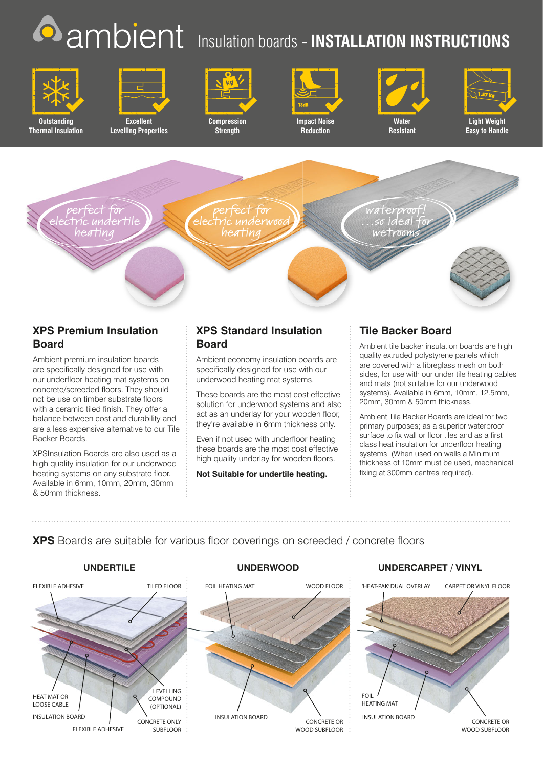# ambient Insulation boards - INSTALLATION INSTRUCTIONS

Outstanding Thermal Insulation

Excellent Levelling Properties

Compression Strength

Impact Noise Reduction

Water Resistant

Light Weight Easy to Handle

perfect for electric undertile heating

perfect for electric underwood heating

waterproof! …so ideal for wetrooms

## XPS Premium Insulation Board

Ambient premium insulation boards are specifically designed for use with our underfloor heating mat systems on concrete/screeded floors. They should not be use on timber substrate floors with a ceramic tiled finish. They offer a balance between cost and durability and are a less expensive alternative to our Tile Backer Boards.

XPSInsulation Boards are also used as a high quality insulation for our underwood heating systems on any substrate floor. Available in 6mm, 10mm, 20mm, 30mm & 50mm thickness.

## XPS Standard Insulation Board

Ambient economy insulation boards are specifically designed for use with our underwood heating mat systems.

These boards are the most cost effective solution for underwood systems and also act as an underlay for your wooden floor, they're available in 6mm thickness only.

Even if not used with underfloor heating these boards are the most cost effective high quality underlay for wooden floors.

**Not Suitable for undertile heating.**

## Tile Backer Board

Ambient tile backer insulation boards are high quality extruded polystyrene panels which are covered with a fibreglass mesh on both sides, for use with our under tile heating cables and mats (not suitable for our underwood systems). Available in 6mm, 10mm, 12.5mm, 20mm, 30mm & 50mm thickness.

Ambient Tile Backer Boards are ideal for two primary purposes; as a superior waterproof surface to fix wall or floor tiles and as a first class heat insulation for underfloor heating systems. (When used on walls a Minimum thickness of 10mm must be used, mechanical fixing at 300mm centres required).

## **XPS** Boards are suitable for various floor coverings on screeded / concrete floors

### UNDERTILE

FLEXIBLE ADHESIVE, TILED FLOOR, HEAT MAT OR LOOSE CABLE, LEVELLING COMPOUND (OPTIONAL), INSULATION BOARD, CONCRETE ONLY SUBFLOOR, FLEXIBLE ADHESIVE

### UNDERWOOD

FOIL HEATING MAT, WOOD FLOOR, INSULATION BOARD, CONCRETE OR WOOD SUBFLOOR

### UNDERCARPET / VINYL

'HEAT-PAK' DUAL OVERLAY, CARPET OR VINYL FLOOR, FOIL HEATING MAT, INSULATION BOARD, CONCRETE OR WOOD SUBFLOOR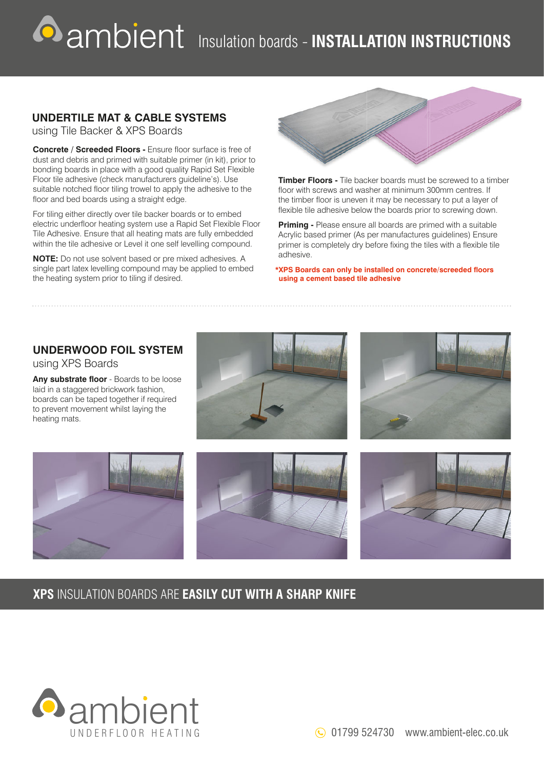# ambient Insulation boards - INSTALLATION INSTRUCTIONS

## UNDERTILE MAT & CABLE SYSTEMS

using Tile Backer & XPS Boards

**Concrete** / **Screeded Floors -** Ensure floor surface is free of dust and debris and primed with suitable primer (in kit), prior to bonding boards in place with a good quality Rapid Set Flexible Floor tile adhesive (check manufacturers guideline's). Use suitable notched floor tiling trowel to apply the adhesive to the floor and bed boards using a straight edge.

For tiling either directly over tile backer boards or to embed electric underfloor heating system use a Rapid Set Flexible Floor Tile Adhesive. Ensure that all heating mats are fully embedded within the tile adhesive or Level it one self levelling compound.

**NOTE:** Do not use solvent based or pre mixed adhesives. A single part latex levelling compound may be applied to embed the heating system prior to tiling if desired.

**Timber Floors -** Tile backer boards must be screwed to a timber floor with screws and washer at minimum 300mm centres. If the timber floor is uneven it may be necessary to put a layer of flexible tile adhesive below the boards prior to screwing down.

**Priming -** Please ensure all boards are primed with a suitable Acrylic based primer (As per manufactures guidelines) Ensure primer is completely dry before fixing the tiles with a flexible tile adhesive.

***XPS Boards can only be installed on concrete/screeded floors using a cement based tile adhesive**

## UNDERWOOD FOIL SYSTEM

using XPS Boards

**Any substrate floor** - Boards to be loose laid in a staggered brickwork fashion, boards can be taped together if required to prevent movement whilst laying the heating mats.

**XPS** INSULATION BOARDS ARE **EASILY CUT WITH A SHARP KNIFE**

ambient UNDERFLOOR HEATING

01799 524730 www.ambient-elec.co.uk